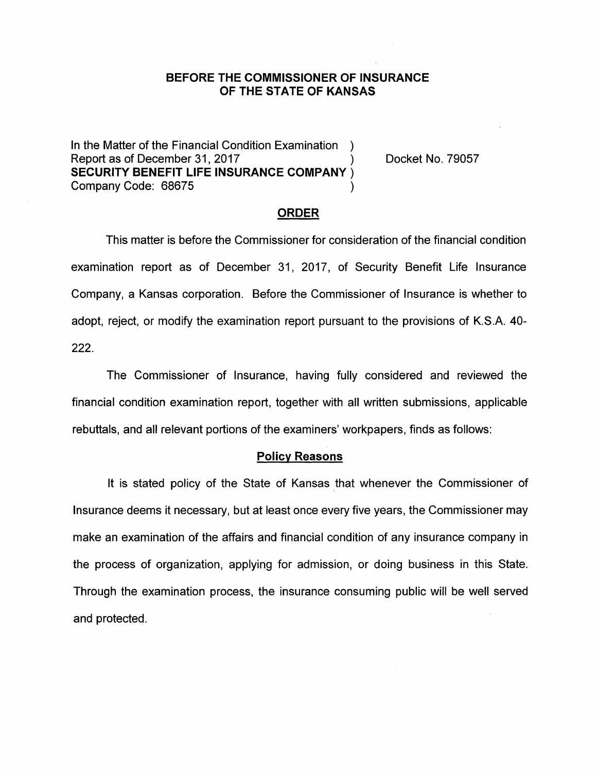**BEFORE THE COMMISSIONER OF INSURANCE OF THE STATE OF KANSAS**

In the Matter of the Financial Condition Examination )
Report as of December 31, 2017 )
**SECURITY BENEFIT LIFE INSURANCE COMPANY** )
Company Code: 68675 )

Docket No. 79057

## ORDER

This matter is before the Commissioner for consideration of the financial condition examination report as of December 31, 2017, of Security Benefit Life Insurance Company, a Kansas corporation. Before the Commissioner of Insurance is whether to adopt, reject, or modify the examination report pursuant to the provisions of K.S.A. 40-222.

The Commissioner of Insurance, having fully considered and reviewed the financial condition examination report, together with all written submissions, applicable rebuttals, and all relevant portions of the examiners' workpapers, finds as follows:

### Policy Reasons

It is stated policy of the State of Kansas that whenever the Commissioner of Insurance deems it necessary, but at least once every five years, the Commissioner may make an examination of the affairs and financial condition of any insurance company in the process of organization, applying for admission, or doing business in this State. Through the examination process, the insurance consuming public will be well served and protected.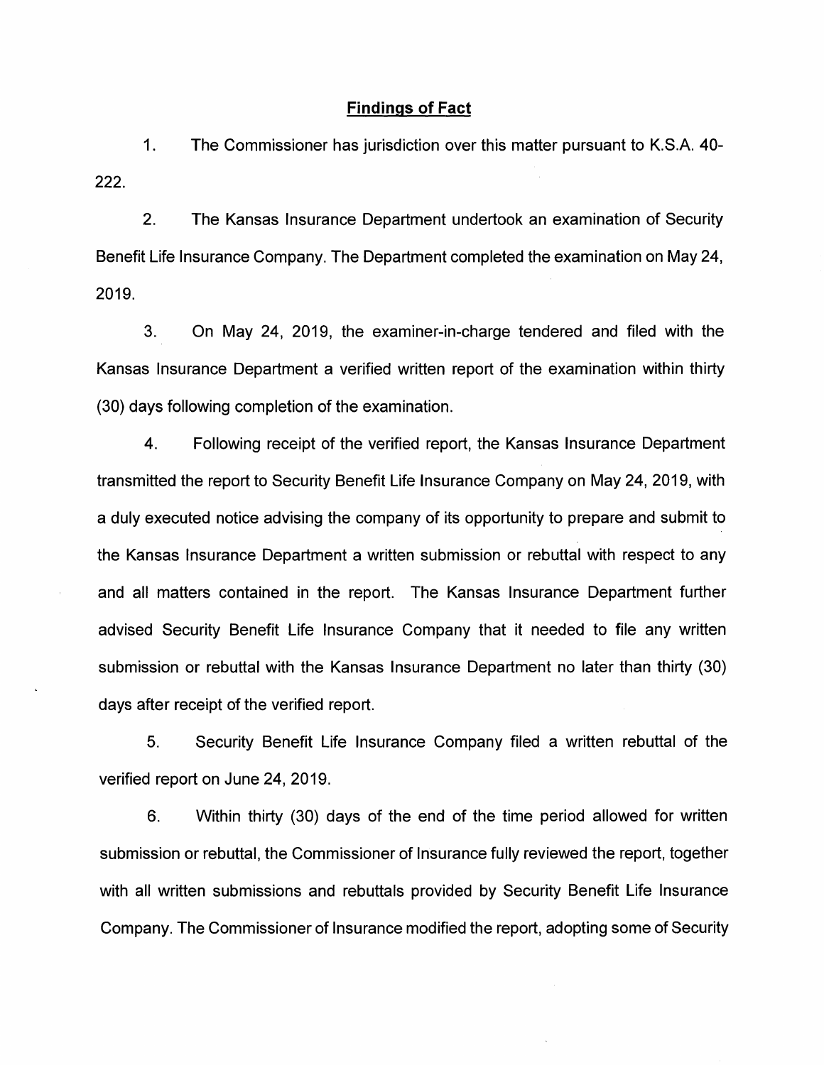## Findings of Fact

1. The Commissioner has jurisdiction over this matter pursuant to K.S.A. 40-222.

2. The Kansas Insurance Department undertook an examination of Security Benefit Life Insurance Company. The Department completed the examination on May 24, 2019.

3. On May 24, 2019, the examiner-in-charge tendered and filed with the Kansas Insurance Department a verified written report of the examination within thirty (30) days following completion of the examination.

4. Following receipt of the verified report, the Kansas Insurance Department transmitted the report to Security Benefit Life Insurance Company on May 24, 2019, with a duly executed notice advising the company of its opportunity to prepare and submit to the Kansas Insurance Department a written submission or rebuttal with respect to any and all matters contained in the report. The Kansas Insurance Department further advised Security Benefit Life Insurance Company that it needed to file any written submission or rebuttal with the Kansas Insurance Department no later than thirty (30) days after receipt of the verified report.

5. Security Benefit Life Insurance Company filed a written rebuttal of the verified report on June 24, 2019.

6. Within thirty (30) days of the end of the time period allowed for written submission or rebuttal, the Commissioner of Insurance fully reviewed the report, together with all written submissions and rebuttals provided by Security Benefit Life Insurance Company. The Commissioner of Insurance modified the report, adopting some of Security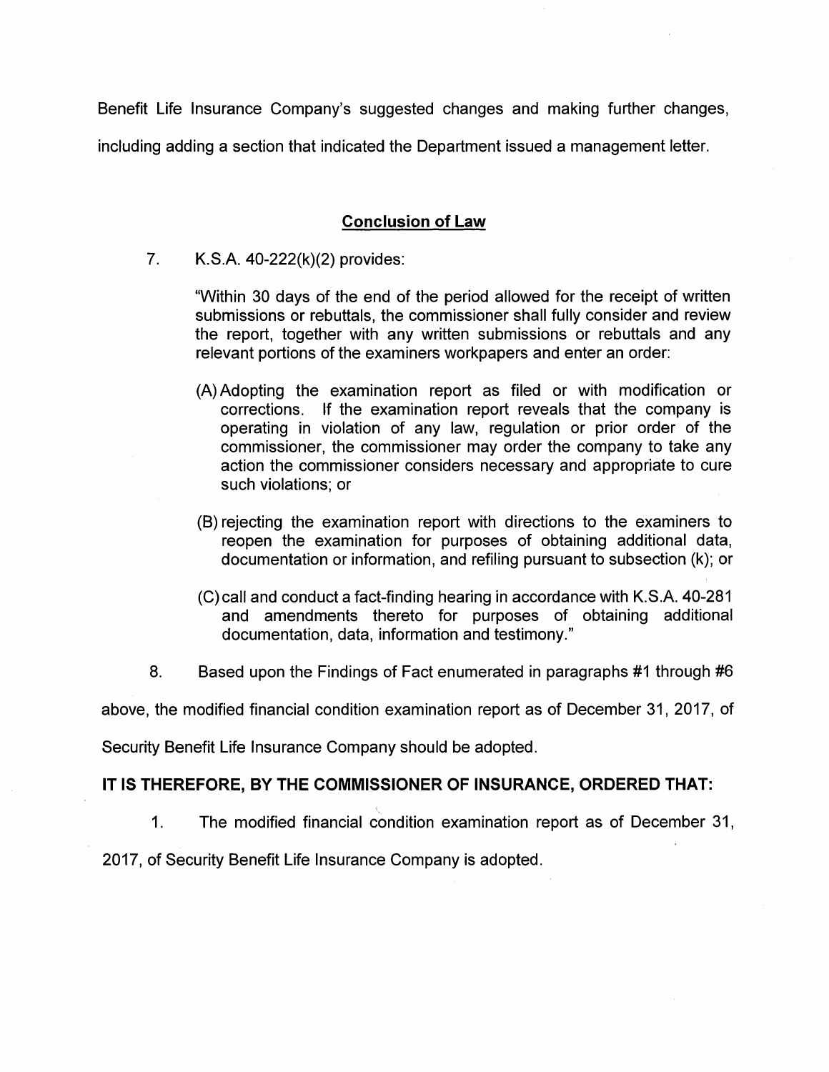Benefit Life Insurance Company's suggested changes and making further changes, including adding a section that indicated the Department issued a management letter.

## Conclusion of Law

7. K.S.A. 40-222(k)(2) provides:

   "Within 30 days of the end of the period allowed for the receipt of written submissions or rebuttals, the commissioner shall fully consider and review the report, together with any written submissions or rebuttals and any relevant portions of the examiners workpapers and enter an order:

   (A) Adopting the examination report as filed or with modification or corrections. If the examination report reveals that the company is operating in violation of any law, regulation or prior order of the commissioner, the commissioner may order the company to take any action the commissioner considers necessary and appropriate to cure such violations; or

   (B) rejecting the examination report with directions to the examiners to reopen the examination for purposes of obtaining additional data, documentation or information, and refiling pursuant to subsection (k); or

   (C) call and conduct a fact-finding hearing in accordance with K.S.A. 40-281 and amendments thereto for purposes of obtaining additional documentation, data, information and testimony."

8. Based upon the Findings of Fact enumerated in paragraphs #1 through #6 above, the modified financial condition examination report as of December 31, 2017, of Security Benefit Life Insurance Company should be adopted.

**IT IS THEREFORE, BY THE COMMISSIONER OF INSURANCE, ORDERED THAT:**

1. The modified financial condition examination report as of December 31, 2017, of Security Benefit Life Insurance Company is adopted.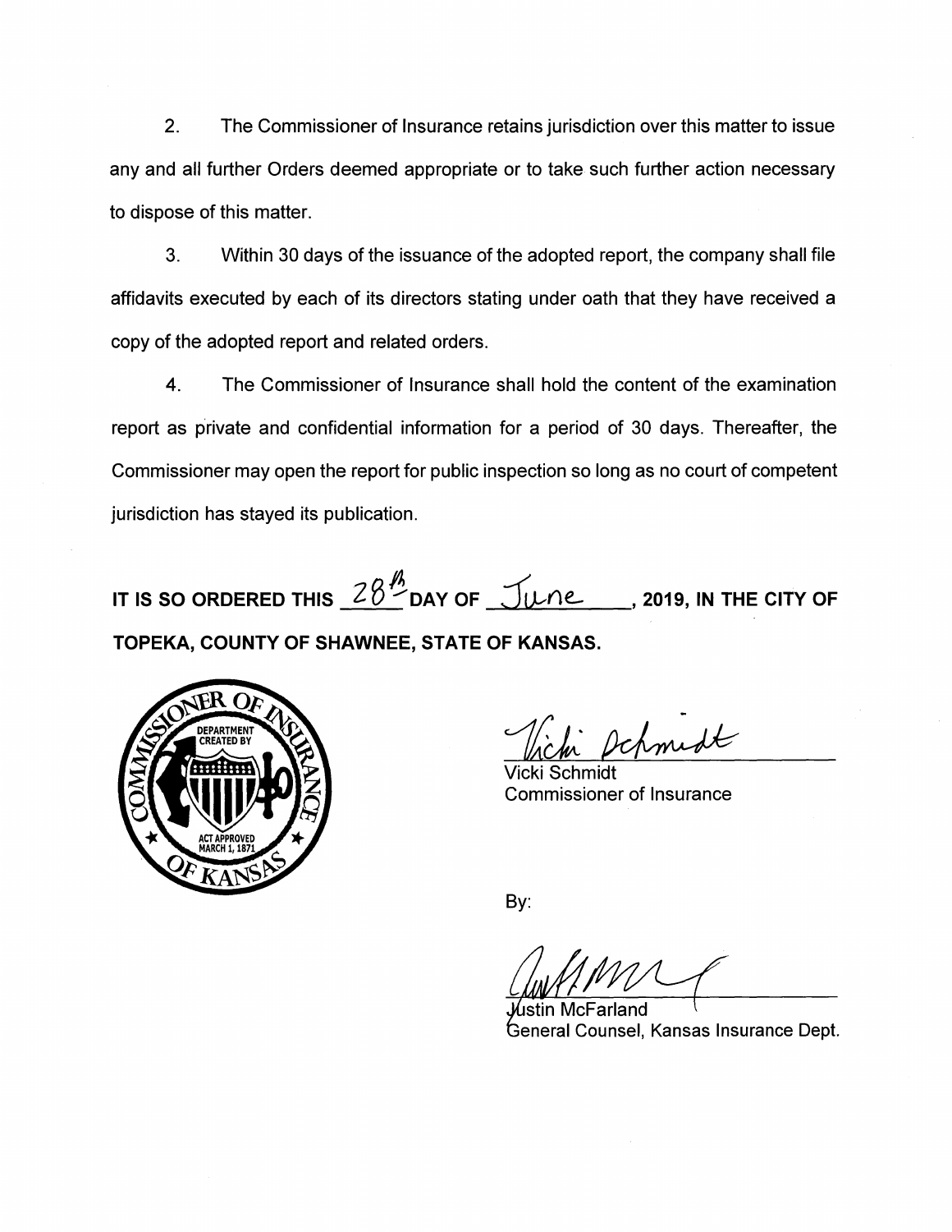2. The Commissioner of Insurance retains jurisdiction over this matter to issue any and all further Orders deemed appropriate or to take such further action necessary to dispose of this matter.

3. Within 30 days of the issuance of the adopted report, the company shall file affidavits executed by each of its directors stating under oath that they have received a copy of the adopted report and related orders.

4. The Commissioner of Insurance shall hold the content of the examination report as private and confidential information for a period of 30 days. Thereafter, the Commissioner may open the report for public inspection so long as no court of competent jurisdiction has stayed its publication.

**IT IS SO ORDERED THIS 28th DAY OF June, 2019, IN THE CITY OF TOPEKA, COUNTY OF SHAWNEE, STATE OF KANSAS.**

COMMISSIONER OF INSURANCE OF KANSAS
DEPARTMENT CREATED BY ACT APPROVED MARCH 1, 1871

Vicki Schmidt
Commissioner of Insurance

By:

Justin McFarland
General Counsel, Kansas Insurance Dept.